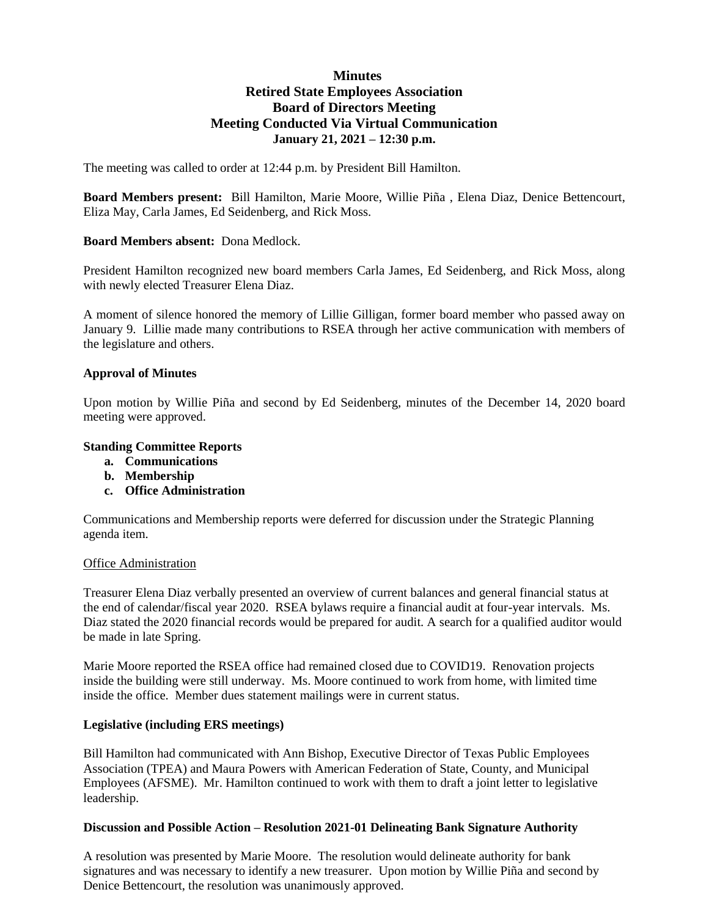# Minutes
## Retired State Employees Association
## Board of Directors Meeting
## Meeting Conducted Via Virtual Communication
**January 21, 2021 – 12:30 p.m.**

The meeting was called to order at 12:44 p.m. by President Bill Hamilton.

**Board Members present:** Bill Hamilton, Marie Moore, Willie Piña , Elena Diaz, Denice Bettencourt, Eliza May, Carla James, Ed Seidenberg, and Rick Moss.

**Board Members absent:** Dona Medlock.

President Hamilton recognized new board members Carla James, Ed Seidenberg, and Rick Moss, along with newly elected Treasurer Elena Diaz.

A moment of silence honored the memory of Lillie Gilligan, former board member who passed away on January 9. Lillie made many contributions to RSEA through her active communication with members of the legislature and others.

### Approval of Minutes

Upon motion by Willie Piña and second by Ed Seidenberg, minutes of the December 14, 2020 board meeting were approved.

### Standing Committee Reports

a. **Communications**
b. **Membership**
c. **Office Administration**

Communications and Membership reports were deferred for discussion under the Strategic Planning agenda item.

Office Administration

Treasurer Elena Diaz verbally presented an overview of current balances and general financial status at the end of calendar/fiscal year 2020. RSEA bylaws require a financial audit at four-year intervals. Ms. Diaz stated the 2020 financial records would be prepared for audit. A search for a qualified auditor would be made in late Spring.

Marie Moore reported the RSEA office had remained closed due to COVID19. Renovation projects inside the building were still underway. Ms. Moore continued to work from home, with limited time inside the office. Member dues statement mailings were in current status.

### Legislative (including ERS meetings)

Bill Hamilton had communicated with Ann Bishop, Executive Director of Texas Public Employees Association (TPEA) and Maura Powers with American Federation of State, County, and Municipal Employees (AFSME). Mr. Hamilton continued to work with them to draft a joint letter to legislative leadership.

### Discussion and Possible Action – Resolution 2021-01 Delineating Bank Signature Authority

A resolution was presented by Marie Moore. The resolution would delineate authority for bank signatures and was necessary to identify a new treasurer. Upon motion by Willie Piña and second by Denice Bettencourt, the resolution was unanimously approved.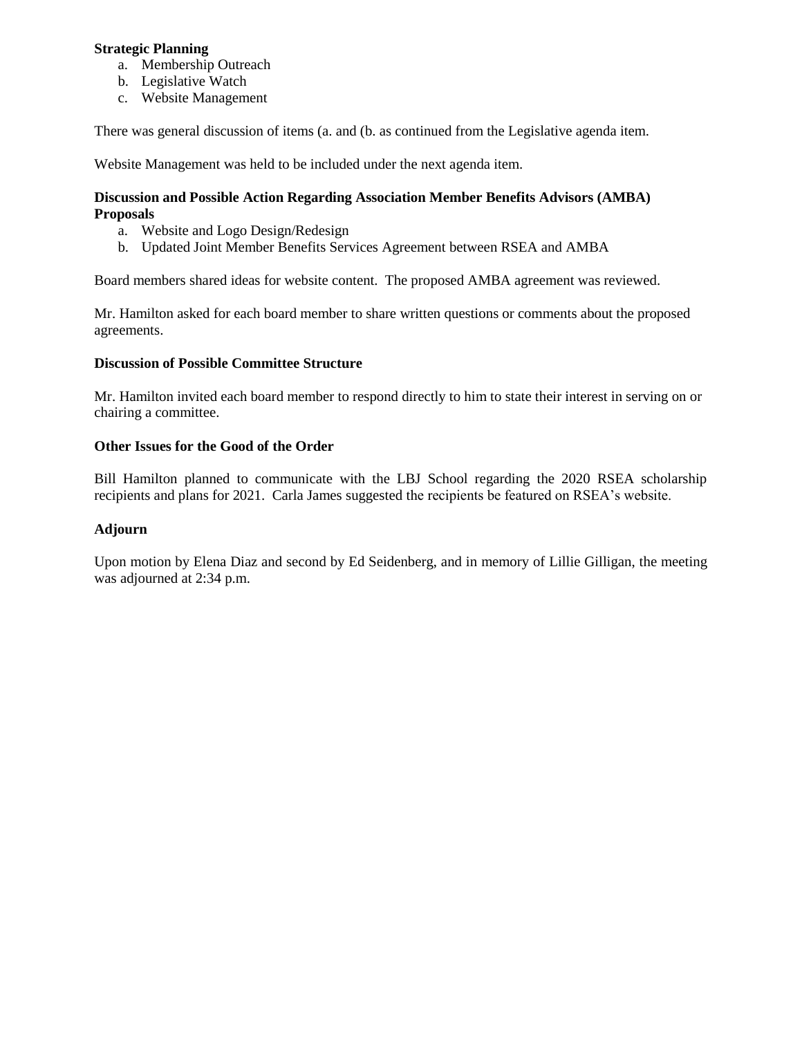**Strategic Planning**

a. Membership Outreach
b. Legislative Watch
c. Website Management

There was general discussion of items (a. and (b. as continued from the Legislative agenda item.

Website Management was held to be included under the next agenda item.

**Discussion and Possible Action Regarding Association Member Benefits Advisors (AMBA) Proposals**

a. Website and Logo Design/Redesign
b. Updated Joint Member Benefits Services Agreement between RSEA and AMBA

Board members shared ideas for website content. The proposed AMBA agreement was reviewed.

Mr. Hamilton asked for each board member to share written questions or comments about the proposed agreements.

**Discussion of Possible Committee Structure**

Mr. Hamilton invited each board member to respond directly to him to state their interest in serving on or chairing a committee.

**Other Issues for the Good of the Order**

Bill Hamilton planned to communicate with the LBJ School regarding the 2020 RSEA scholarship recipients and plans for 2021. Carla James suggested the recipients be featured on RSEA's website.

**Adjourn**

Upon motion by Elena Diaz and second by Ed Seidenberg, and in memory of Lillie Gilligan, the meeting was adjourned at 2:34 p.m.